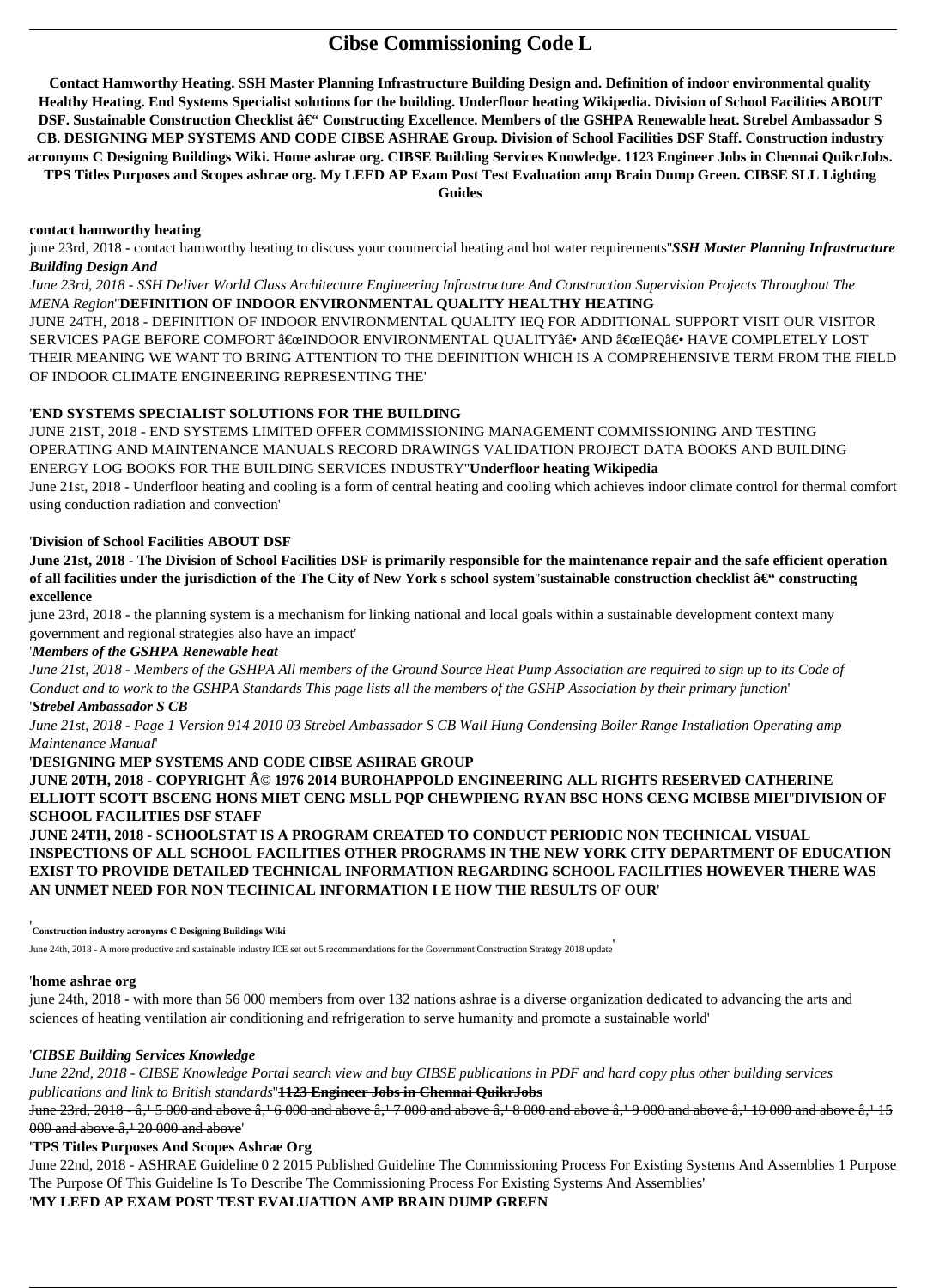# Cibse Commissioning Code L

**Contact Hamworthy Heating. SSH Master Planning Infrastructure Building Design and. Definition of indoor environmental quality Healthy Heating. End Systems Specialist solutions for the building. Underfloor heating Wikipedia. Division of School Facilities ABOUT DSF. Sustainable Construction Checklist â€" Constructing Excellence. Members of the GSHPA Renewable heat. Strebel Ambassador S CB. DESIGNING MEP SYSTEMS AND CODE CIBSE ASHRAE Group. Division of School Facilities DSF Staff. Construction industry acronyms C Designing Buildings Wiki. Home ashrae org. CIBSE Building Services Knowledge. 1123 Engineer Jobs in Chennai QuikrJobs. TPS Titles Purposes and Scopes ashrae org. My LEED AP Exam Post Test Evaluation amp Brain Dump Green. CIBSE SLL Lighting Guides**

**contact hamworthy heating**

june 23rd, 2018 - contact hamworthy heating to discuss your commercial heating and hot water requirements''***SSH Master Planning Infrastructure Building Design And***

*June 23rd, 2018 - SSH Deliver World Class Architecture Engineering Infrastructure And Construction Supervision Projects Throughout The MENA Region*''**DEFINITION OF INDOOR ENVIRONMENTAL QUALITY HEALTHY HEATING**

JUNE 24TH, 2018 - DEFINITION OF INDOOR ENVIRONMENTAL QUALITY IEQ FOR ADDITIONAL SUPPORT VISIT OUR VISITOR SERVICES PAGE BEFORE COMFORT â€œINDOOR ENVIRONMENTAL QUALITYâ€• AND â€œIEQâ€• HAVE COMPLETELY LOST THEIR MEANING WE WANT TO BRING ATTENTION TO THE DEFINITION WHICH IS A COMPREHENSIVE TERM FROM THE FIELD OF INDOOR CLIMATE ENGINEERING REPRESENTING THE'

'**END SYSTEMS SPECIALIST SOLUTIONS FOR THE BUILDING**

JUNE 21ST, 2018 - END SYSTEMS LIMITED OFFER COMMISSIONING MANAGEMENT COMMISSIONING AND TESTING OPERATING AND MAINTENANCE MANUALS RECORD DRAWINGS VALIDATION PROJECT DATA BOOKS AND BUILDING ENERGY LOG BOOKS FOR THE BUILDING SERVICES INDUSTRY''**Underfloor heating Wikipedia**

June 21st, 2018 - Underfloor heating and cooling is a form of central heating and cooling which achieves indoor climate control for thermal comfort using conduction radiation and convection'

'**Division of School Facilities ABOUT DSF**

**June 21st, 2018 - The Division of School Facilities DSF is primarily responsible for the maintenance repair and the safe efficient operation of all facilities under the jurisdiction of the The City of New York s school system**''**sustainable construction checklist â€" constructing excellence**

june 23rd, 2018 - the planning system is a mechanism for linking national and local goals within a sustainable development context many government and regional strategies also have an impact'

'***Members of the GSHPA Renewable heat***

*June 21st, 2018 - Members of the GSHPA All members of the Ground Source Heat Pump Association are required to sign up to its Code of Conduct and to work to the GSHPA Standards This page lists all the members of the GSHP Association by their primary function*'

'***Strebel Ambassador S CB***

*June 21st, 2018 - Page 1 Version 914 2010 03 Strebel Ambassador S CB Wall Hung Condensing Boiler Range Installation Operating amp Maintenance Manual*'

'**DESIGNING MEP SYSTEMS AND CODE CIBSE ASHRAE GROUP**

**JUNE 20TH, 2018 - COPYRIGHT Â© 1976 2014 BUROHAPPOLD ENGINEERING ALL RIGHTS RESERVED CATHERINE ELLIOTT SCOTT BSCENG HONS MIET CENG MSLL PQP CHEWPIENG RYAN BSC HONS CENG MCIBSE MIEI**''**DIVISION OF SCHOOL FACILITIES DSF STAFF**

**JUNE 24TH, 2018 - SCHOOLSTAT IS A PROGRAM CREATED TO CONDUCT PERIODIC NON TECHNICAL VISUAL INSPECTIONS OF ALL SCHOOL FACILITIES OTHER PROGRAMS IN THE NEW YORK CITY DEPARTMENT OF EDUCATION EXIST TO PROVIDE DETAILED TECHNICAL INFORMATION REGARDING SCHOOL FACILITIES HOWEVER THERE WAS AN UNMET NEED FOR NON TECHNICAL INFORMATION I E HOW THE RESULTS OF OUR**'

'**Construction industry acronyms C Designing Buildings Wiki**

June 24th, 2018 - A more productive and sustainable industry ICE set out 5 recommendations for the Government Construction Strategy 2018 update'

'**home ashrae org**

june 24th, 2018 - with more than 56 000 members from over 132 nations ashrae is a diverse organization dedicated to advancing the arts and sciences of heating ventilation air conditioning and refrigeration to serve humanity and promote a sustainable world'

'***CIBSE Building Services Knowledge***

*June 22nd, 2018 - CIBSE Knowledge Portal search view and buy CIBSE publications in PDF and hard copy plus other building services publications and link to British standards*''~~**1123 Engineer Jobs in Chennai QuikrJobs**~~

~~June 23rd, 2018 - â‚¹ 5 000 and above â‚¹ 6 000 and above â‚¹ 7 000 and above â‚¹ 8 000 and above â‚¹ 9 000 and above â‚¹ 10 000 and above â‚¹ 15 000 and above â‚¹ 20 000 and above~~'

'**TPS Titles Purposes And Scopes Ashrae Org**

June 22nd, 2018 - ASHRAE Guideline 0 2 2015 Published Guideline The Commissioning Process For Existing Systems And Assemblies 1 Purpose The Purpose Of This Guideline Is To Describe The Commissioning Process For Existing Systems And Assemblies'

'**MY LEED AP EXAM POST TEST EVALUATION AMP BRAIN DUMP GREEN**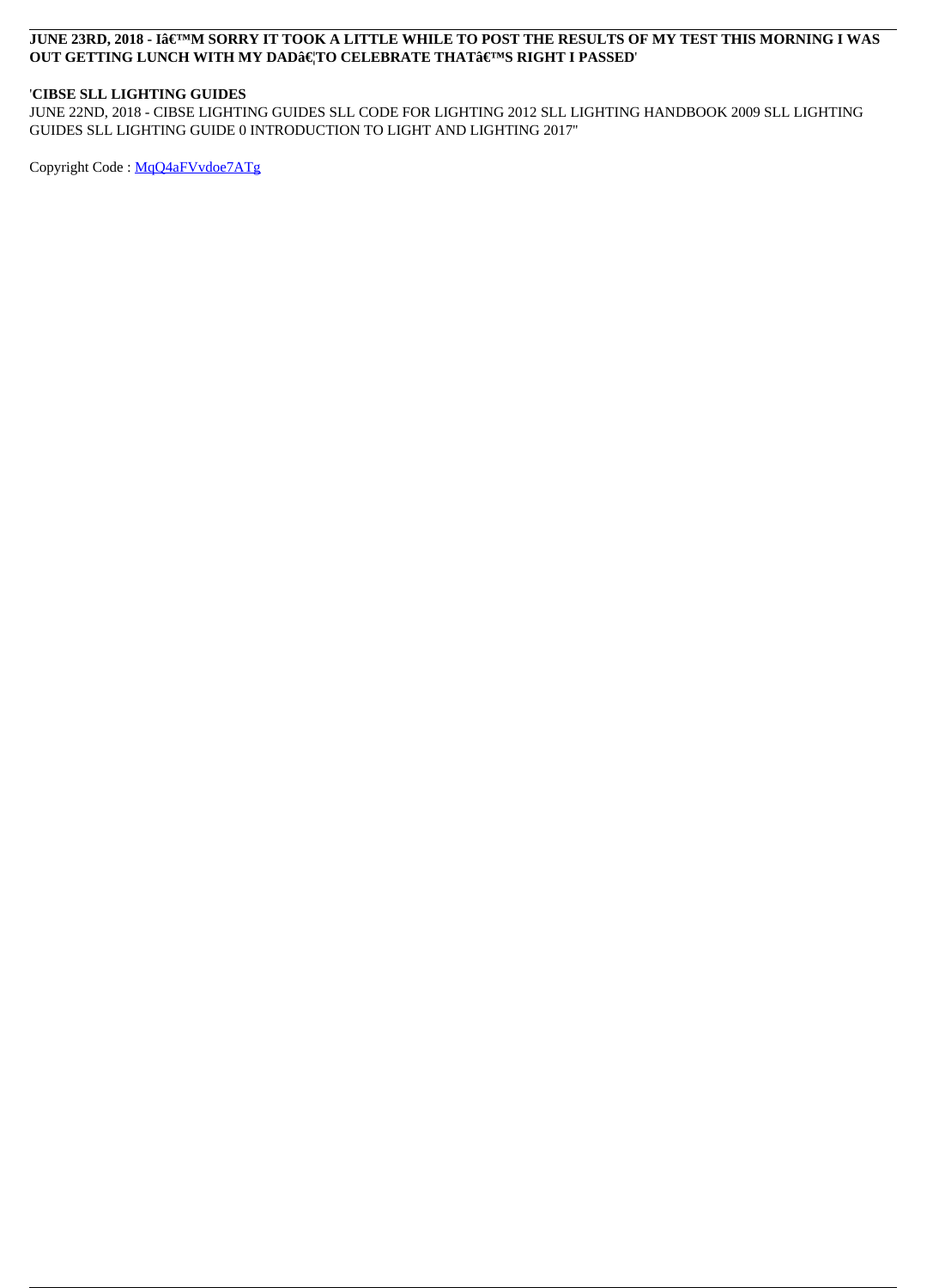**JUNE 23RD, 2018 - Iâ€™M SORRY IT TOOK A LITTLE WHILE TO POST THE RESULTS OF MY TEST THIS MORNING I WAS OUT GETTING LUNCH WITH MY DADâ€¦TO CELEBRATE THATâ€™S RIGHT I PASSED**'

'**CIBSE SLL LIGHTING GUIDES**
JUNE 22ND, 2018 - CIBSE LIGHTING GUIDES SLL CODE FOR LIGHTING 2012 SLL LIGHTING HANDBOOK 2009 SLL LIGHTING GUIDES SLL LIGHTING GUIDE 0 INTRODUCTION TO LIGHT AND LIGHTING 2017''

Copyright Code : MqQ4aFVvdoe7ATg